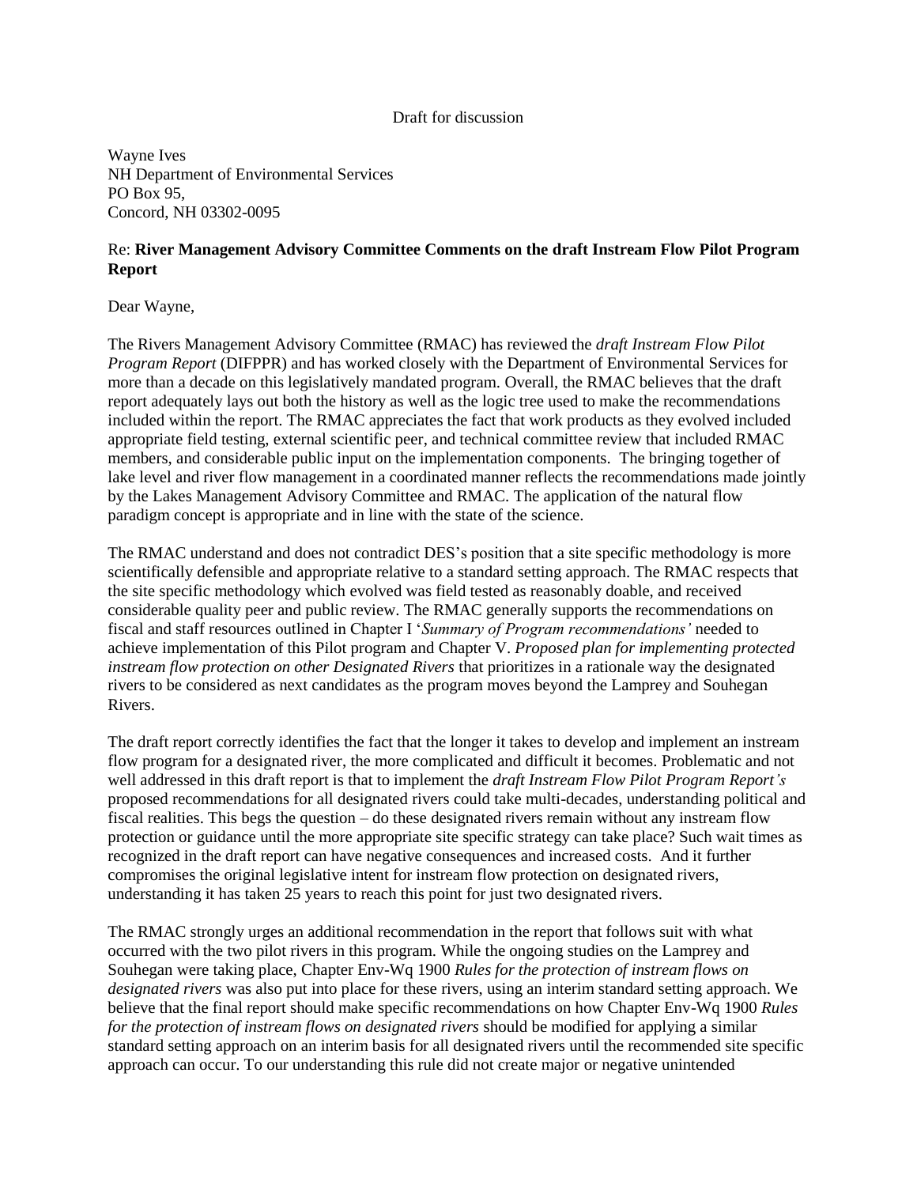Draft for discussion

Wayne Ives
NH Department of Environmental Services
PO Box 95,
Concord, NH 03302-0095

Re: **River Management Advisory Committee Comments on the draft Instream Flow Pilot Program Report**

Dear Wayne,

The Rivers Management Advisory Committee (RMAC) has reviewed the *draft Instream Flow Pilot Program Report* (DIFPPR) and has worked closely with the Department of Environmental Services for more than a decade on this legislatively mandated program. Overall, the RMAC believes that the draft report adequately lays out both the history as well as the logic tree used to make the recommendations included within the report. The RMAC appreciates the fact that work products as they evolved included appropriate field testing, external scientific peer, and technical committee review that included RMAC members, and considerable public input on the implementation components. The bringing together of lake level and river flow management in a coordinated manner reflects the recommendations made jointly by the Lakes Management Advisory Committee and RMAC. The application of the natural flow paradigm concept is appropriate and in line with the state of the science.

The RMAC understand and does not contradict DES's position that a site specific methodology is more scientifically defensible and appropriate relative to a standard setting approach. The RMAC respects that the site specific methodology which evolved was field tested as reasonably doable, and received considerable quality peer and public review. The RMAC generally supports the recommendations on fiscal and staff resources outlined in Chapter I '*Summary of Program recommendations'* needed to achieve implementation of this Pilot program and Chapter V. *Proposed plan for implementing protected instream flow protection on other Designated Rivers* that prioritizes in a rationale way the designated rivers to be considered as next candidates as the program moves beyond the Lamprey and Souhegan Rivers.

The draft report correctly identifies the fact that the longer it takes to develop and implement an instream flow program for a designated river, the more complicated and difficult it becomes. Problematic and not well addressed in this draft report is that to implement the *draft Instream Flow Pilot Program Report's* proposed recommendations for all designated rivers could take multi-decades, understanding political and fiscal realities. This begs the question – do these designated rivers remain without any instream flow protection or guidance until the more appropriate site specific strategy can take place? Such wait times as recognized in the draft report can have negative consequences and increased costs. And it further compromises the original legislative intent for instream flow protection on designated rivers, understanding it has taken 25 years to reach this point for just two designated rivers.

The RMAC strongly urges an additional recommendation in the report that follows suit with what occurred with the two pilot rivers in this program. While the ongoing studies on the Lamprey and Souhegan were taking place, Chapter Env-Wq 1900 *Rules for the protection of instream flows on designated rivers* was also put into place for these rivers, using an interim standard setting approach. We believe that the final report should make specific recommendations on how Chapter Env-Wq 1900 *Rules for the protection of instream flows on designated rivers* should be modified for applying a similar standard setting approach on an interim basis for all designated rivers until the recommended site specific approach can occur. To our understanding this rule did not create major or negative unintended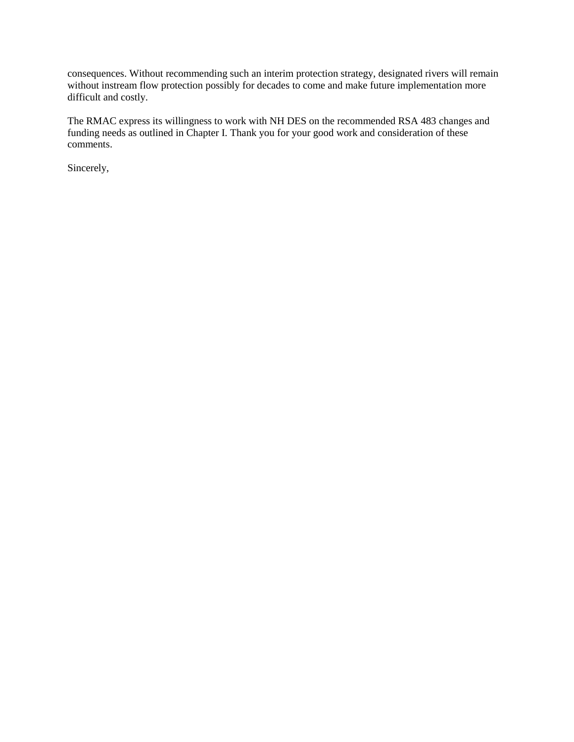consequences. Without recommending such an interim protection strategy, designated rivers will remain without instream flow protection possibly for decades to come and make future implementation more difficult and costly.

The RMAC express its willingness to work with NH DES on the recommended RSA 483 changes and funding needs as outlined in Chapter I. Thank you for your good work and consideration of these comments.

Sincerely,